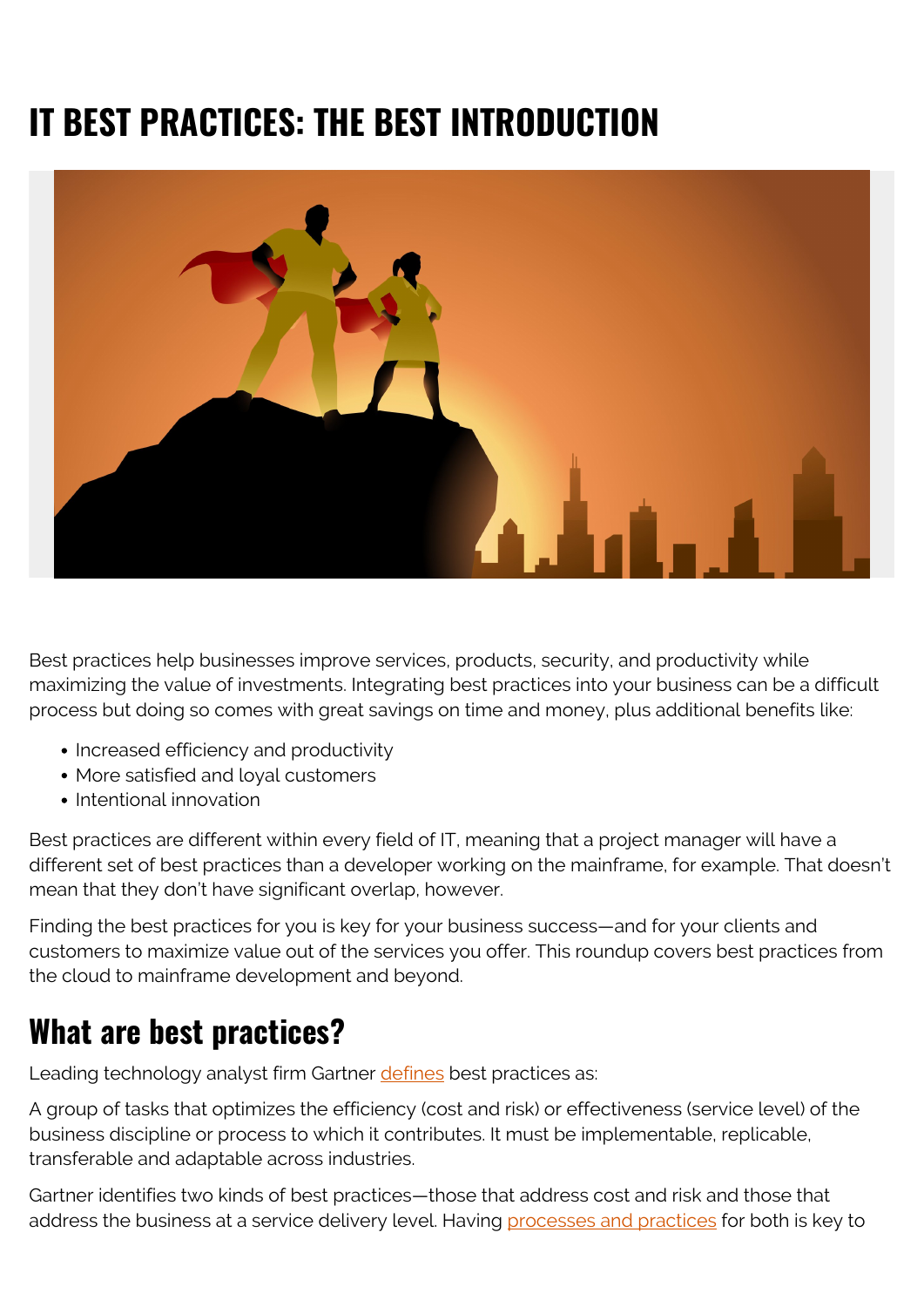# IT BEST PRACTICES: THE BEST INTRODUCTION

Best practices help businesses improve services, products, security, and productivity while maximizing the value of investments. Integrating best practices into your business can be a difficult process but doing so comes with great savings on time and money, plus additional benefits like:

- Increased efficiency and productivity
- More satisfied and loyal customers
- Intentional innovation

Best practices are different within every field of IT, meaning that a project manager will have a different set of best practices than a developer working on the mainframe, for example. That doesn't mean that they don't have significant overlap, however.

Finding the best practices for you is key for your business success—and for your clients and customers to maximize value out of the services you offer. This roundup covers best practices from the cloud to mainframe development and beyond.

## What are best practices?

Leading technology analyst firm Gartner defines best practices as:

A group of tasks that optimizes the efficiency (cost and risk) or effectiveness (service level) of the business discipline or process to which it contributes. It must be implementable, replicable, transferable and adaptable across industries.

Gartner identifies two kinds of best practices—those that address cost and risk and those that address the business at a service delivery level. Having processes and practices for both is key to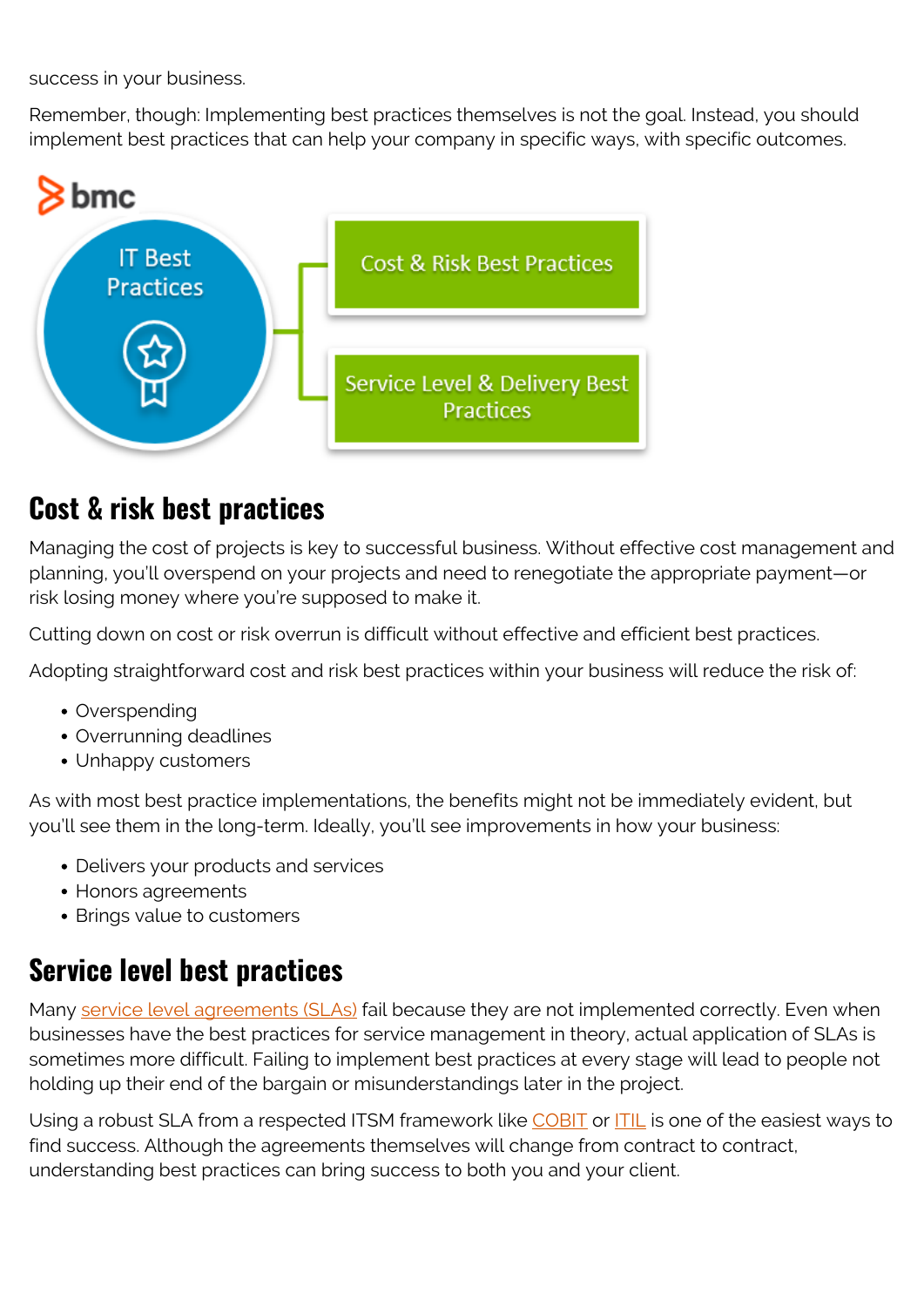success in your business.

Remember, though: Implementing best practices themselves is not the goal. Instead, you should implement best practices that can help your company in specific ways, with specific outcomes.

## Cost & risk best practices

Managing the cost of projects is key to successful business. Without effective cost management and planning, you'll overspend on your projects and need to renegotiate the appropriate payment—or risk losing money where you're supposed to make it.

Cutting down on cost or risk overrun is difficult without effective and efficient best practices.

Adopting straightforward cost and risk best practices within your business will reduce the risk of:

- Overspending
- Overrunning deadlines
- Unhappy customers

As with most best practice implementations, the benefits might not be immediately evident, but you'll see them in the long-term. Ideally, you'll see improvements in how your business:

- Delivers your products and services
- Honors agreements
- Brings value to customers

## Service level best practices

Many service level agreements (SLAs) fail because they are not implemented correctly. Even when businesses have the best practices for service management in theory, actual application of SLAs is sometimes more difficult. Failing to implement best practices at every stage will lead to people not holding up their end of the bargain or misunderstandings later in the project.

Using a robust SLA from a respected ITSM framework like COBIT or ITIL is one of the easiest ways to find success. Although the agreements themselves will change from contract to contract, understanding best practices can bring success to both you and your client.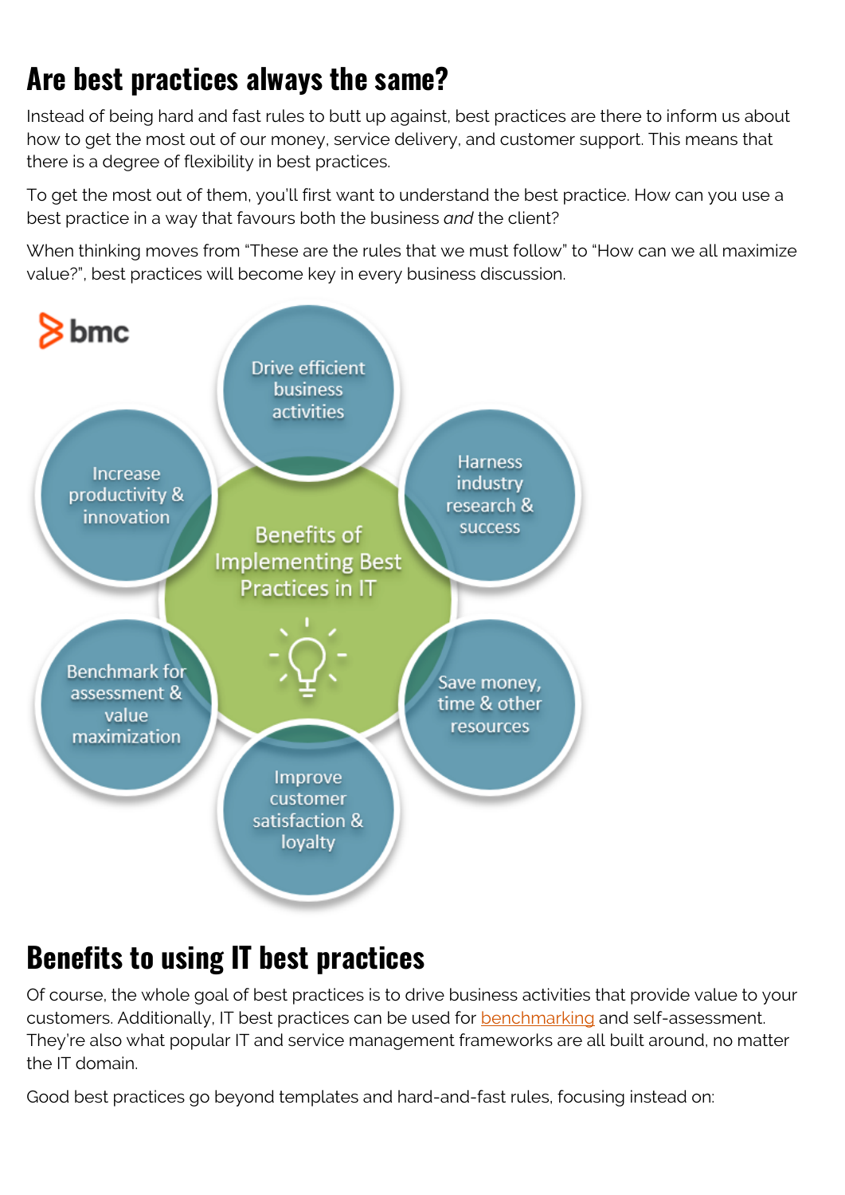## Are best practices always the same?

Instead of being hard and fast rules to butt up against, best practices are there to inform us about how to get the most out of our money, service delivery, and customer support. This means that there is a degree of flexibility in best practices.

To get the most out of them, you'll first want to understand the best practice. How can you use a best practice in a way that favours both the business *and* the client?

When thinking moves from "These are the rules that we must follow" to "How can we all maximize value?", best practices will become key in every business discussion.

bmc

Benefits of Implementing Best Practices in IT

- Drive efficient business activities
- Harness industry research & success
- Save money, time & other resources
- Improve customer satisfaction & loyalty
- Benchmark for assessment & value maximization
- Increase productivity & innovation

## Benefits to using IT best practices

Of course, the whole goal of best practices is to drive business activities that provide value to your customers. Additionally, IT best practices can be used for benchmarking and self-assessment. They're also what popular IT and service management frameworks are all built around, no matter the IT domain.

Good best practices go beyond templates and hard-and-fast rules, focusing instead on: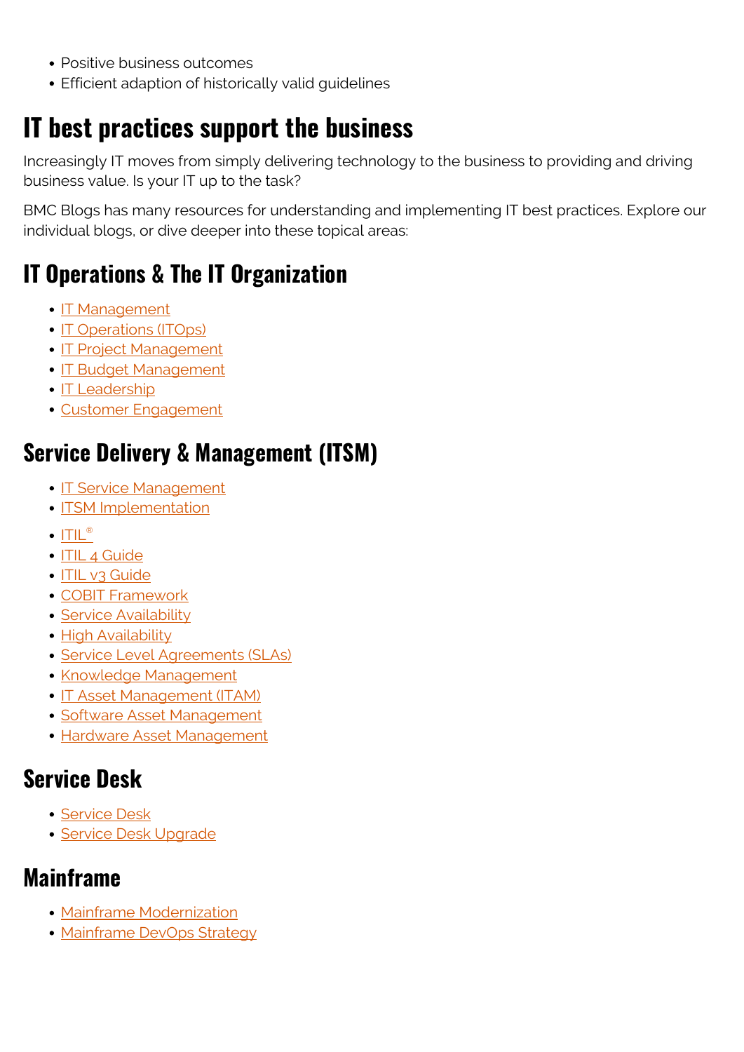- Positive business outcomes
- Efficient adaption of historically valid guidelines

## IT best practices support the business

Increasingly IT moves from simply delivering technology to the business to providing and driving business value. Is your IT up to the task?

BMC Blogs has many resources for understanding and implementing IT best practices. Explore our individual blogs, or dive deeper into these topical areas:

### IT Operations & The IT Organization

- IT Management
- IT Operations (ITOps)
- IT Project Management
- IT Budget Management
- IT Leadership
- Customer Engagement

### Service Delivery & Management (ITSM)

- IT Service Management
- ITSM Implementation
- ITIL®
- ITIL 4 Guide
- ITIL v3 Guide
- COBIT Framework
- Service Availability
- High Availability
- Service Level Agreements (SLAs)
- Knowledge Management
- IT Asset Management (ITAM)
- Software Asset Management
- Hardware Asset Management

### Service Desk

- Service Desk
- Service Desk Upgrade

### Mainframe

- Mainframe Modernization
- Mainframe DevOps Strategy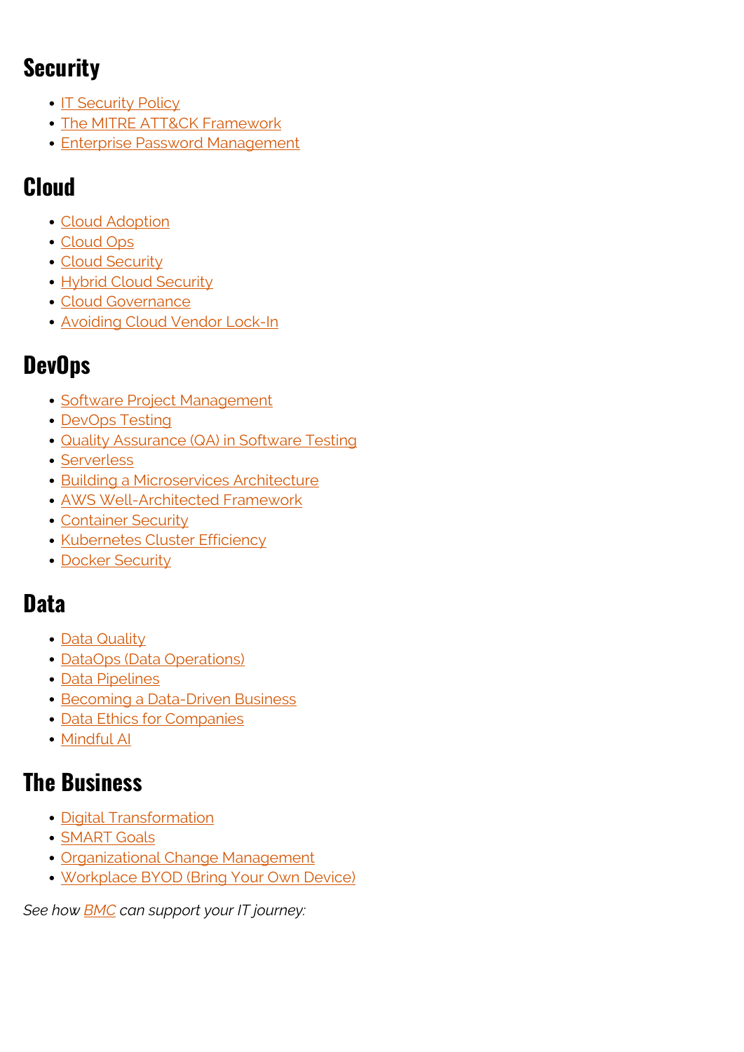## Security

- IT Security Policy
- The MITRE ATT&CK Framework
- Enterprise Password Management

## Cloud

- Cloud Adoption
- Cloud Ops
- Cloud Security
- Hybrid Cloud Security
- Cloud Governance
- Avoiding Cloud Vendor Lock-In

## DevOps

- Software Project Management
- DevOps Testing
- Quality Assurance (QA) in Software Testing
- Serverless
- Building a Microservices Architecture
- AWS Well-Architected Framework
- Container Security
- Kubernetes Cluster Efficiency
- Docker Security

## Data

- Data Quality
- DataOps (Data Operations)
- Data Pipelines
- Becoming a Data-Driven Business
- Data Ethics for Companies
- Mindful AI

## The Business

- Digital Transformation
- SMART Goals
- Organizational Change Management
- Workplace BYOD (Bring Your Own Device)

*See how BMC can support your IT journey:*